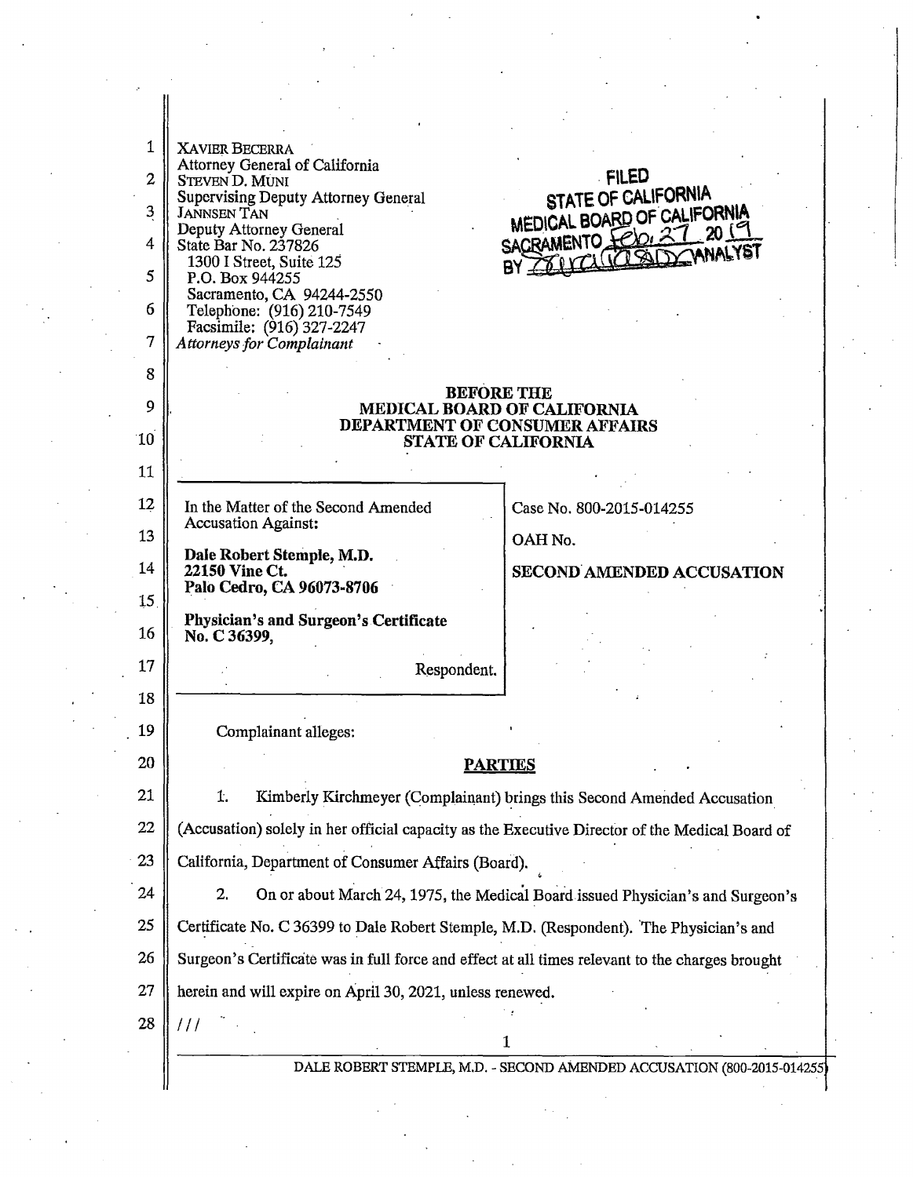XAVIER BECERRA
Attorney General of California
STEVEN D. MUNI
Supervising Deputy Attorney General
JANNSEN TAN
Deputy Attorney General
State Bar No. 237826
1300 I Street, Suite 125
P.O. Box 944255
Sacramento, CA 94244-2550
Telephone: (916) 210-7549
Facsimile: (916) 327-2247
*Attorneys for Complainant*

FILED
STATE OF CALIFORNIA
MEDICAL BOARD OF CALIFORNIA
SACRAMENTO Feb. 27 2019
BY [signature] ANALYST

**BEFORE THE**
**MEDICAL BOARD OF CALIFORNIA**
**DEPARTMENT OF CONSUMER AFFAIRS**
**STATE OF CALIFORNIA**

| | |
|---|---|
| In the Matter of the Second Amended Accusation Against:<br><br>**Dale Robert Stemple, M.D.**<br>**22150 Vine Ct.**<br>**Palo Cedro, CA 96073-8706**<br><br>**Physician's and Surgeon's Certificate No. C 36399,**<br><br>Respondent. | Case No. 800-2015-014255<br><br>OAH No.<br><br>**SECOND AMENDED ACCUSATION** |

Complainant alleges:

**PARTIES**

1. Kimberly Kirchmeyer (Complainant) brings this Second Amended Accusation (Accusation) solely in her official capacity as the Executive Director of the Medical Board of California, Department of Consumer Affairs (Board).

2. On or about March 24, 1975, the Medical Board issued Physician's and Surgeon's Certificate No. C 36399 to Dale Robert Stemple, M.D. (Respondent). The Physician's and Surgeon's Certificate was in full force and effect at all times relevant to the charges brought herein and will expire on April 30, 2021, unless renewed.

///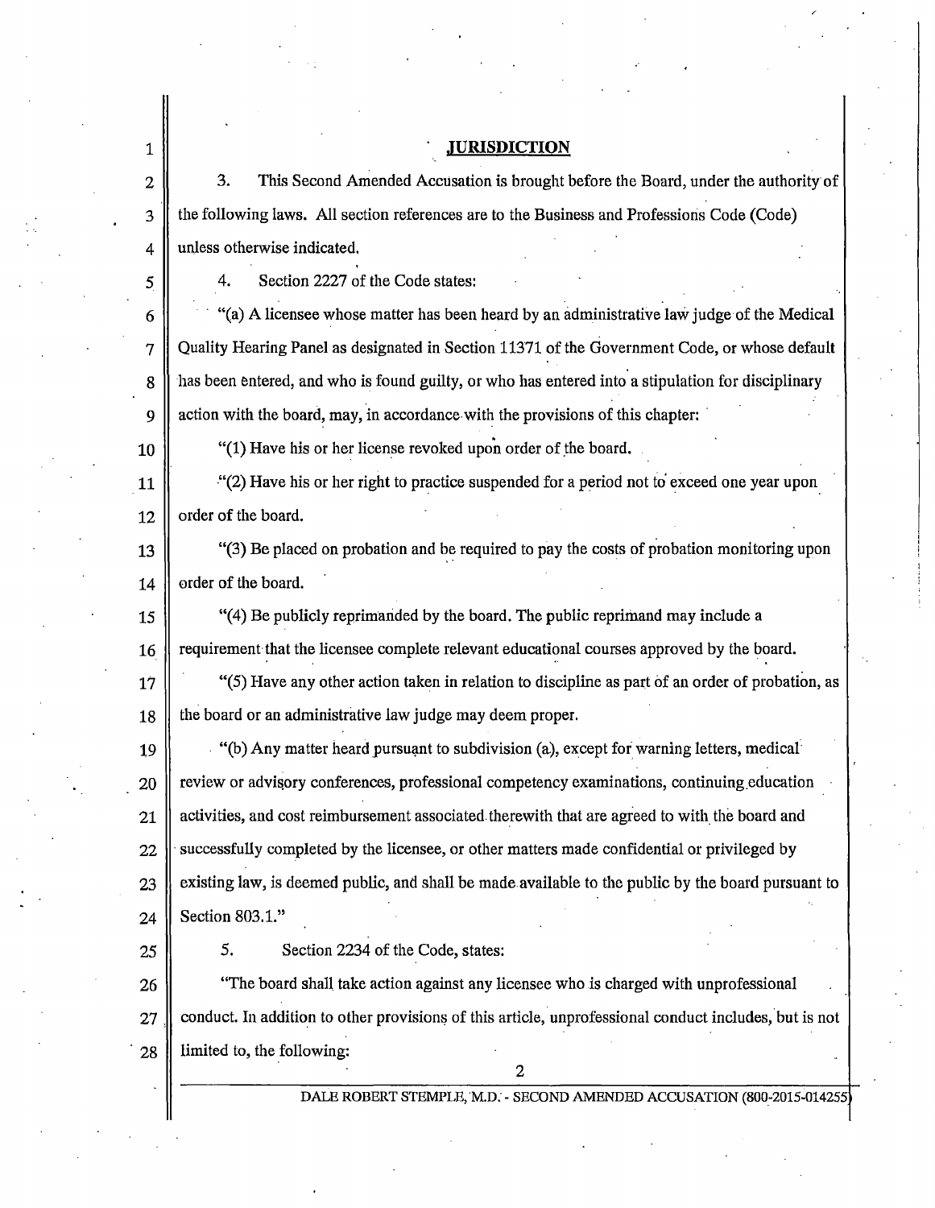## JURISDICTION

3. This Second Amended Accusation is brought before the Board, under the authority of the following laws. All section references are to the Business and Professions Code (Code) unless otherwise indicated.

4. Section 2227 of the Code states:

"(a) A licensee whose matter has been heard by an administrative law judge of the Medical Quality Hearing Panel as designated in Section 11371 of the Government Code, or whose default has been entered, and who is found guilty, or who has entered into a stipulation for disciplinary action with the board, may, in accordance with the provisions of this chapter:

"(1) Have his or her license revoked upon order of the board.

"(2) Have his or her right to practice suspended for a period not to exceed one year upon order of the board.

"(3) Be placed on probation and be required to pay the costs of probation monitoring upon order of the board.

"(4) Be publicly reprimanded by the board. The public reprimand may include a requirement that the licensee complete relevant educational courses approved by the board.

"(5) Have any other action taken in relation to discipline as part of an order of probation, as the board or an administrative law judge may deem proper.

"(b) Any matter heard pursuant to subdivision (a), except for warning letters, medical review or advisory conferences, professional competency examinations, continuing education activities, and cost reimbursement associated therewith that are agreed to with the board and successfully completed by the licensee, or other matters made confidential or privileged by existing law, is deemed public, and shall be made available to the public by the board pursuant to Section 803.1."

5. Section 2234 of the Code, states:

"The board shall take action against any licensee who is charged with unprofessional conduct. In addition to other provisions of this article, unprofessional conduct includes, but is not limited to, the following: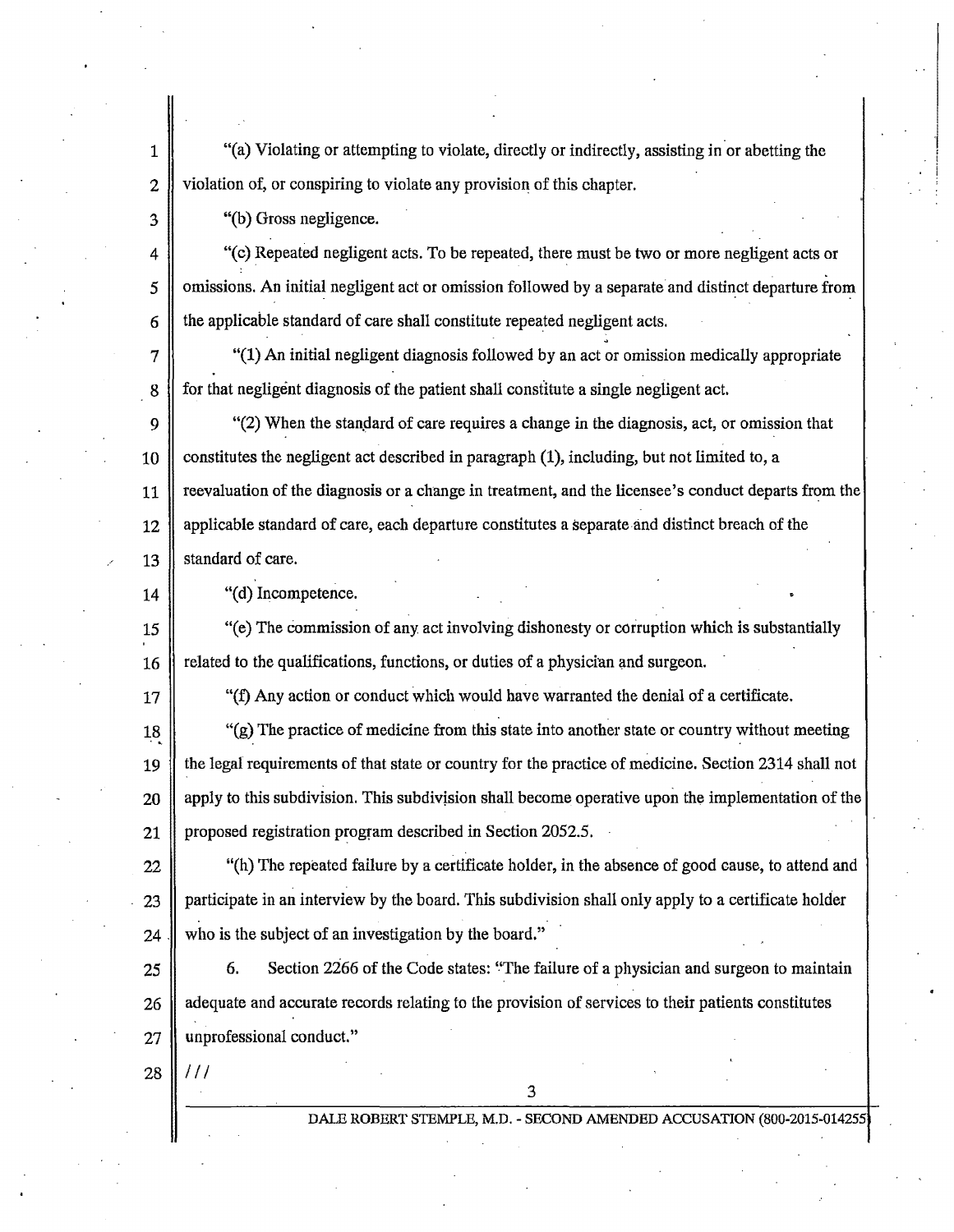"(a) Violating or attempting to violate, directly or indirectly, assisting in or abetting the violation of, or conspiring to violate any provision of this chapter.

"(b) Gross negligence.

"(c) Repeated negligent acts. To be repeated, there must be two or more negligent acts or omissions. An initial negligent act or omission followed by a separate and distinct departure from the applicable standard of care shall constitute repeated negligent acts.

"(1) An initial negligent diagnosis followed by an act or omission medically appropriate for that negligent diagnosis of the patient shall constitute a single negligent act.

"(2) When the standard of care requires a change in the diagnosis, act, or omission that constitutes the negligent act described in paragraph (1), including, but not limited to, a reevaluation of the diagnosis or a change in treatment, and the licensee's conduct departs from the applicable standard of care, each departure constitutes a separate and distinct breach of the standard of care.

"(d) Incompetence.

"(e) The commission of any act involving dishonesty or corruption which is substantially related to the qualifications, functions, or duties of a physician and surgeon.

"(f) Any action or conduct which would have warranted the denial of a certificate.

"(g) The practice of medicine from this state into another state or country without meeting the legal requirements of that state or country for the practice of medicine. Section 2314 shall not apply to this subdivision. This subdivision shall become operative upon the implementation of the proposed registration program described in Section 2052.5.

"(h) The repeated failure by a certificate holder, in the absence of good cause, to attend and participate in an interview by the board. This subdivision shall only apply to a certificate holder who is the subject of an investigation by the board."

6. Section 2266 of the Code states: "The failure of a physician and surgeon to maintain adequate and accurate records relating to the provision of services to their patients constitutes unprofessional conduct."

///

DALE ROBERT STEMPLE, M.D. - SECOND AMENDED ACCUSATION (800-2015-014255)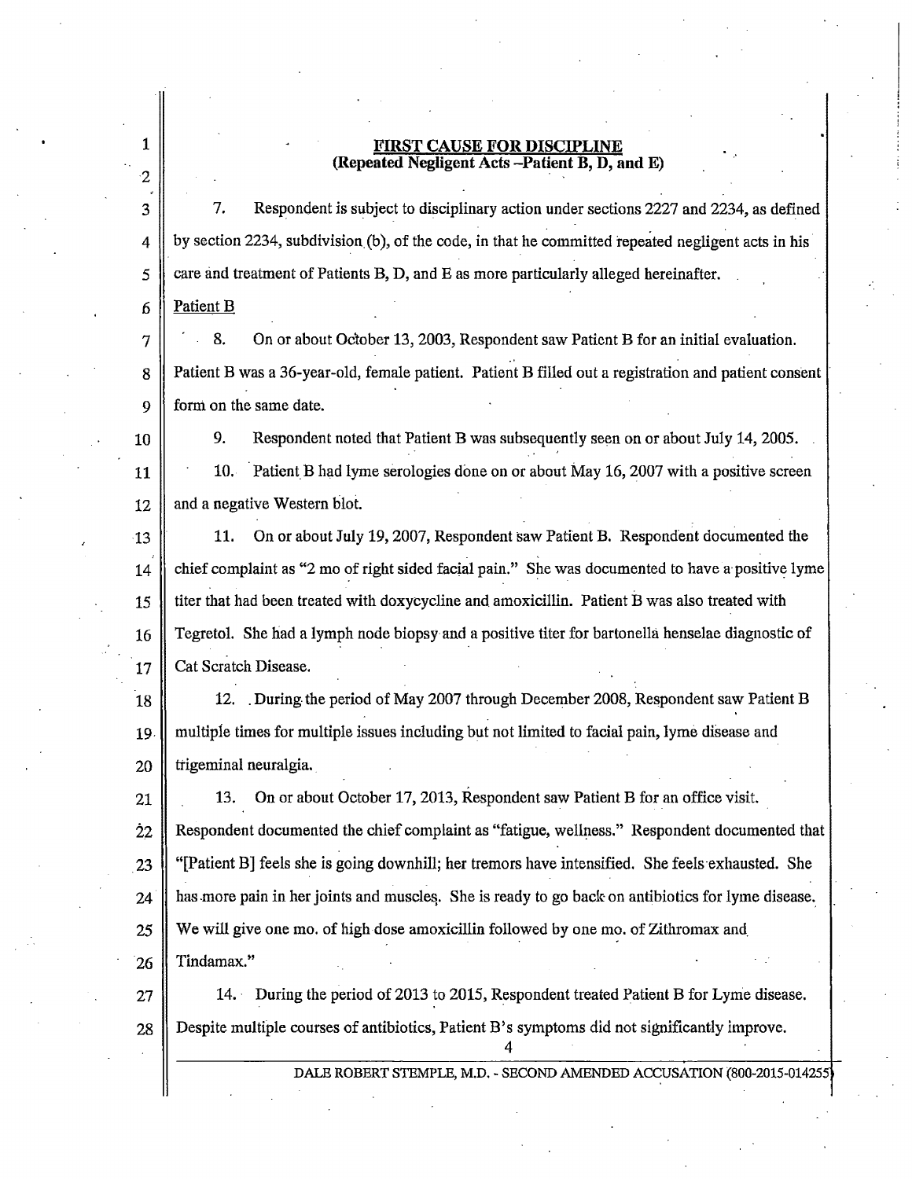**FIRST CAUSE FOR DISCIPLINE**
**(Repeated Negligent Acts –Patient B, D, and E)**

7. Respondent is subject to disciplinary action under sections 2227 and 2234, as defined by section 2234, subdivision (b), of the code, in that he committed repeated negligent acts in his care and treatment of Patients B, D, and E as more particularly alleged hereinafter.

Patient B

8. On or about October 13, 2003, Respondent saw Patient B for an initial evaluation. Patient B was a 36-year-old, female patient. Patient B filled out a registration and patient consent form on the same date.

9. Respondent noted that Patient B was subsequently seen on or about July 14, 2005.

10. Patient B had lyme serologies done on or about May 16, 2007 with a positive screen and a negative Western blot.

11. On or about July 19, 2007, Respondent saw Patient B. Respondent documented the chief complaint as "2 mo of right sided facial pain." She was documented to have a positive lyme titer that had been treated with doxycycline and amoxicillin. Patient B was also treated with Tegretol. She had a lymph node biopsy and a positive titer for bartonella henselae diagnostic of Cat Scratch Disease.

12. During the period of May 2007 through December 2008, Respondent saw Patient B multiple times for multiple issues including but not limited to facial pain, lyme disease and trigeminal neuralgia.

13. On or about October 17, 2013, Respondent saw Patient B for an office visit. Respondent documented the chief complaint as "fatigue, wellness." Respondent documented that "[Patient B] feels she is going downhill; her tremors have intensified. She feels exhausted. She has more pain in her joints and muscles. She is ready to go back on antibiotics for lyme disease. We will give one mo. of high dose amoxicillin followed by one mo. of Zithromax and Tindamax."

14. During the period of 2013 to 2015, Respondent treated Patient B for Lyme disease. Despite multiple courses of antibiotics, Patient B's symptoms did not significantly improve.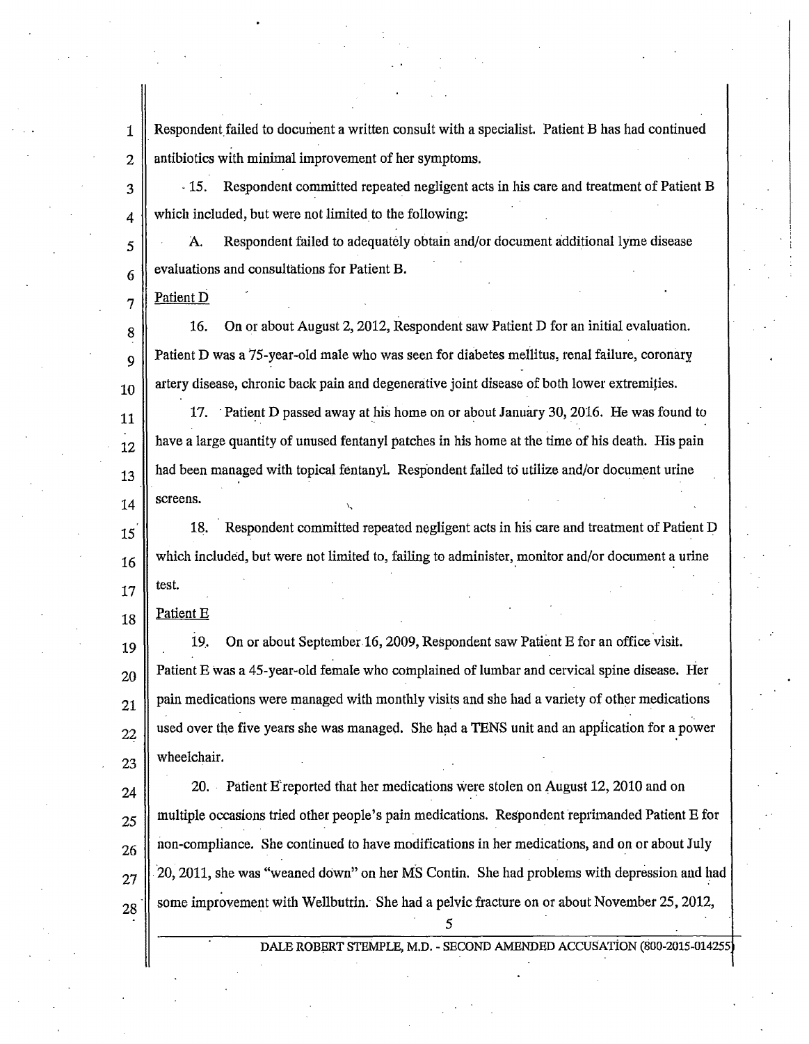Respondent failed to document a written consult with a specialist. Patient B has had continued antibiotics with minimal improvement of her symptoms.

15. Respondent committed repeated negligent acts in his care and treatment of Patient B which included, but were not limited to the following:

A. Respondent failed to adequately obtain and/or document additional lyme disease evaluations and consultations for Patient B.

Patient D

16. On or about August 2, 2012, Respondent saw Patient D for an initial evaluation. Patient D was a 75-year-old male who was seen for diabetes mellitus, renal failure, coronary artery disease, chronic back pain and degenerative joint disease of both lower extremities.

17. Patient D passed away at his home on or about January 30, 2016. He was found to have a large quantity of unused fentanyl patches in his home at the time of his death. His pain had been managed with topical fentanyl. Respondent failed to utilize and/or document urine screens.

18. Respondent committed repeated negligent acts in his care and treatment of Patient D which included, but were not limited to, failing to administer, monitor and/or document a urine test.

Patient E

19. On or about September 16, 2009, Respondent saw Patient E for an office visit. Patient E was a 45-year-old female who complained of lumbar and cervical spine disease. Her pain medications were managed with monthly visits and she had a variety of other medications used over the five years she was managed. She had a TENS unit and an application for a power wheelchair.

20. Patient E reported that her medications were stolen on August 12, 2010 and on multiple occasions tried other people's pain medications. Respondent reprimanded Patient E for non-compliance. She continued to have modifications in her medications, and on or about July 20, 2011, she was "weaned down" on her MS Contin. She had problems with depression and had some improvement with Wellbutrin. She had a pelvic fracture on or about November 25, 2012,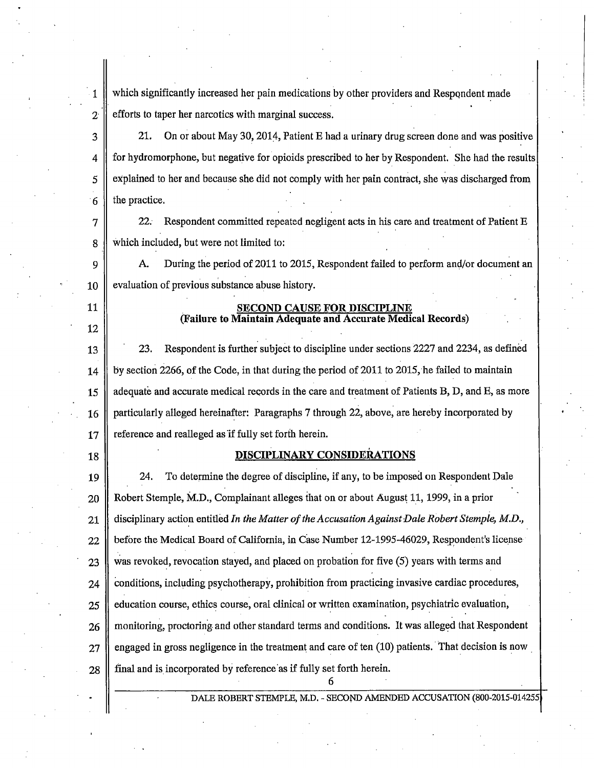which significantly increased her pain medications by other providers and Respondent made efforts to taper her narcotics with marginal success.

21. On or about May 30, 2014, Patient E had a urinary drug screen done and was positive for hydromorphone, but negative for opioids prescribed to her by Respondent. She had the results explained to her and because she did not comply with her pain contract, she was discharged from the practice.

22. Respondent committed repeated negligent acts in his care and treatment of Patient E which included, but were not limited to:

A. During the period of 2011 to 2015, Respondent failed to perform and/or document an evaluation of previous substance abuse history.

## SECOND CAUSE FOR DISCIPLINE
### (Failure to Maintain Adequate and Accurate Medical Records)

23. Respondent is further subject to discipline under sections 2227 and 2234, as defined by section 2266, of the Code, in that during the period of 2011 to 2015, he failed to maintain adequate and accurate medical records in the care and treatment of Patients B, D, and E, as more particularly alleged hereinafter: Paragraphs 7 through 22, above, are hereby incorporated by reference and realleged as if fully set forth herein.

## DISCIPLINARY CONSIDERATIONS

24. To determine the degree of discipline, if any, to be imposed on Respondent Dale Robert Stemple, M.D., Complainant alleges that on or about August 11, 1999, in a prior disciplinary action entitled *In the Matter of the Accusation Against Dale Robert Stemple, M.D.,* before the Medical Board of California, in Case Number 12-1995-46029, Respondent's license was revoked, revocation stayed, and placed on probation for five (5) years with terms and conditions, including psychotherapy, prohibition from practicing invasive cardiac procedures, education course, ethics course, oral clinical or written examination, psychiatric evaluation, monitoring, proctoring and other standard terms and conditions. It was alleged that Respondent engaged in gross negligence in the treatment and care of ten (10) patients. That decision is now final and is incorporated by reference as if fully set forth herein.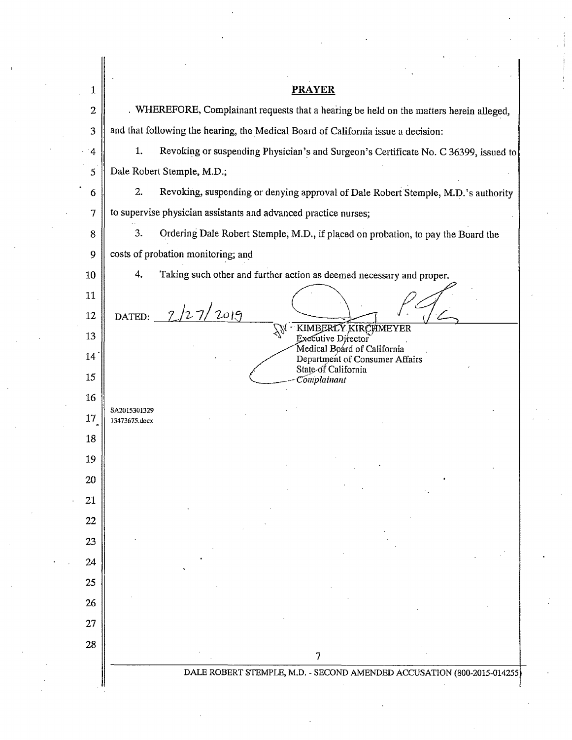## PRAYER

WHEREFORE, Complainant requests that a hearing be held on the matters herein alleged, and that following the hearing, the Medical Board of California issue a decision:

1. Revoking or suspending Physician's and Surgeon's Certificate No. C 36399, issued to Dale Robert Stemple, M.D.;

2. Revoking, suspending or denying approval of Dale Robert Stemple, M.D.'s authority to supervise physician assistants and advanced practice nurses;

3. Ordering Dale Robert Stemple, M.D., if placed on probation, to pay the Board the costs of probation monitoring; and

4. Taking such other and further action as deemed necessary and proper.

DATED: 2/27/2019

KIMBERLY KIRCHMEYER
Executive Director
Medical Board of California
Department of Consumer Affairs
State of California
*Complainant*

SA2015301329
13473675.docx

DALE ROBERT STEMPLE, M.D. - SECOND AMENDED ACCUSATION (800-2015-014255)